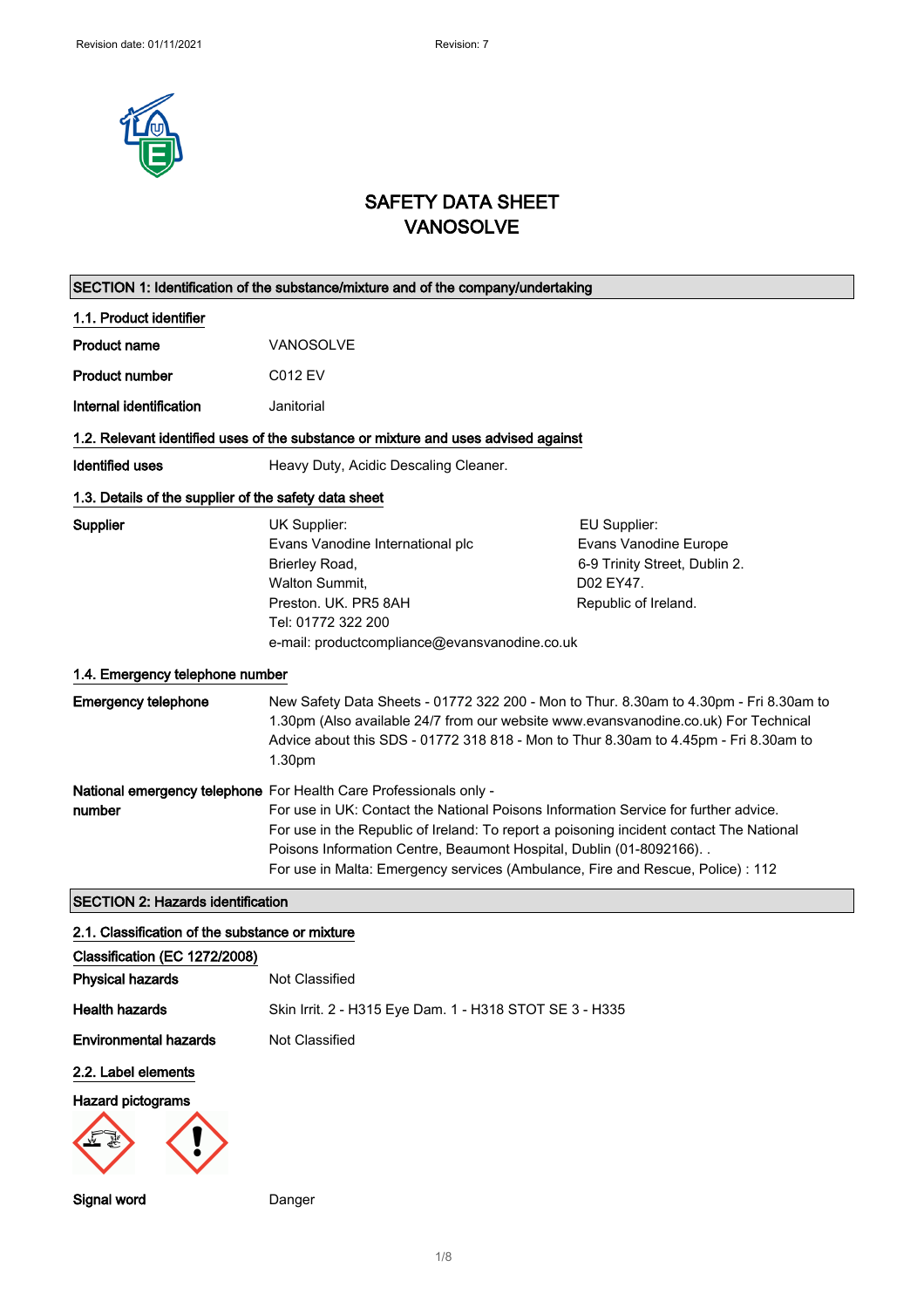# SAFETY DATA SHEET
# VANOSOLVE

## SECTION 1: Identification of the substance/mixture and of the company/undertaking

### 1.1. Product identifier

**Product name** VANOSOLVE

**Product number** C012 EV

**Internal identification** Janitorial

### 1.2. Relevant identified uses of the substance or mixture and uses advised against

**Identified uses** Heavy Duty, Acidic Descaling Cleaner.

### 1.3. Details of the supplier of the safety data sheet

**Supplier**

UK Supplier:
Evans Vanodine International plc
Brierley Road,
Walton Summit,
Preston. UK. PR5 8AH
Tel: 01772 322 200
e-mail: productcompliance@evansvanodine.co.uk

EU Supplier:
Evans Vanodine Europe
6-9 Trinity Street, Dublin 2.
D02 EY47.
Republic of Ireland.

### 1.4. Emergency telephone number

**Emergency telephone** New Safety Data Sheets - 01772 322 200 - Mon to Thur. 8.30am to 4.30pm - Fri 8.30am to 1.30pm (Also available 24/7 from our website www.evansvanodine.co.uk) For Technical Advice about this SDS - 01772 318 818 - Mon to Thur 8.30am to 4.45pm - Fri 8.30am to 1.30pm

**National emergency telephone number** For Health Care Professionals only -
For use in UK: Contact the National Poisons Information Service for further advice.
For use in the Republic of Ireland: To report a poisoning incident contact The National Poisons Information Centre, Beaumont Hospital, Dublin (01-8092166). .
For use in Malta: Emergency services (Ambulance, Fire and Rescue, Police) : 112

## SECTION 2: Hazards identification

### 2.1. Classification of the substance or mixture

**Classification (EC 1272/2008)**

**Physical hazards** Not Classified

**Health hazards** Skin Irrit. 2 - H315 Eye Dam. 1 - H318 STOT SE 3 - H335

**Environmental hazards** Not Classified

### 2.2. Label elements

**Hazard pictograms**

**Signal word** Danger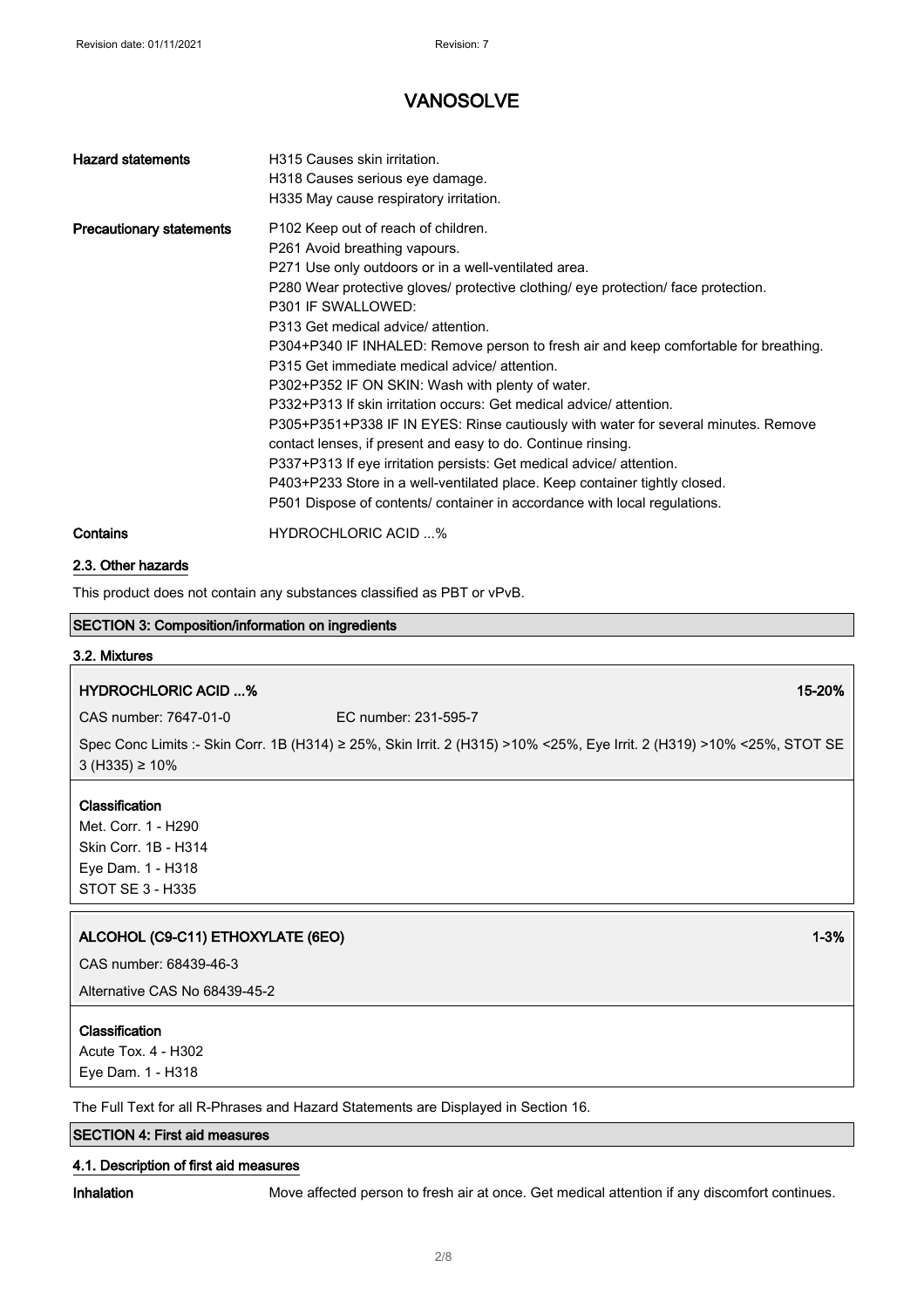| | |
|---|---|
| **Hazard statements** | H315 Causes skin irritation.<br>H318 Causes serious eye damage.<br>H335 May cause respiratory irritation. |
| **Precautionary statements** | P102 Keep out of reach of children.<br>P261 Avoid breathing vapours.<br>P271 Use only outdoors or in a well-ventilated area.<br>P280 Wear protective gloves/ protective clothing/ eye protection/ face protection.<br>P301 IF SWALLOWED:<br>P313 Get medical advice/ attention.<br>P304+P340 IF INHALED: Remove person to fresh air and keep comfortable for breathing.<br>P315 Get immediate medical advice/ attention.<br>P302+P352 IF ON SKIN: Wash with plenty of water.<br>P332+P313 If skin irritation occurs: Get medical advice/ attention.<br>P305+P351+P338 IF IN EYES: Rinse cautiously with water for several minutes. Remove contact lenses, if present and easy to do. Continue rinsing.<br>P337+P313 If eye irritation persists: Get medical advice/ attention.<br>P403+P233 Store in a well-ventilated place. Keep container tightly closed.<br>P501 Dispose of contents/ container in accordance with local regulations. |
| **Contains** | HYDROCHLORIC ACID ...% |

### 2.3. Other hazards

This product does not contain any substances classified as PBT or vPvB.

## SECTION 3: Composition/information on ingredients

### 3.2. Mixtures

**HYDROCHLORIC ACID ...%** — 15-20%

CAS number: 7647-01-0 EC number: 231-595-7

Spec Conc Limits :- Skin Corr. 1B (H314) ≥ 25%, Skin Irrit. 2 (H315) >10% <25%, Eye Irrit. 2 (H319) >10% <25%, STOT SE 3 (H335) ≥ 10%

**Classification**

Met. Corr. 1 - H290
Skin Corr. 1B - H314
Eye Dam. 1 - H318
STOT SE 3 - H335

**ALCOHOL (C9-C11) ETHOXYLATE (6EO)** — 1-3%

CAS number: 68439-46-3

Alternative CAS No 68439-45-2

**Classification**

Acute Tox. 4 - H302
Eye Dam. 1 - H318

The Full Text for all R-Phrases and Hazard Statements are Displayed in Section 16.

## SECTION 4: First aid measures

### 4.1. Description of first aid measures

**Inhalation** Move affected person to fresh air at once. Get medical attention if any discomfort continues.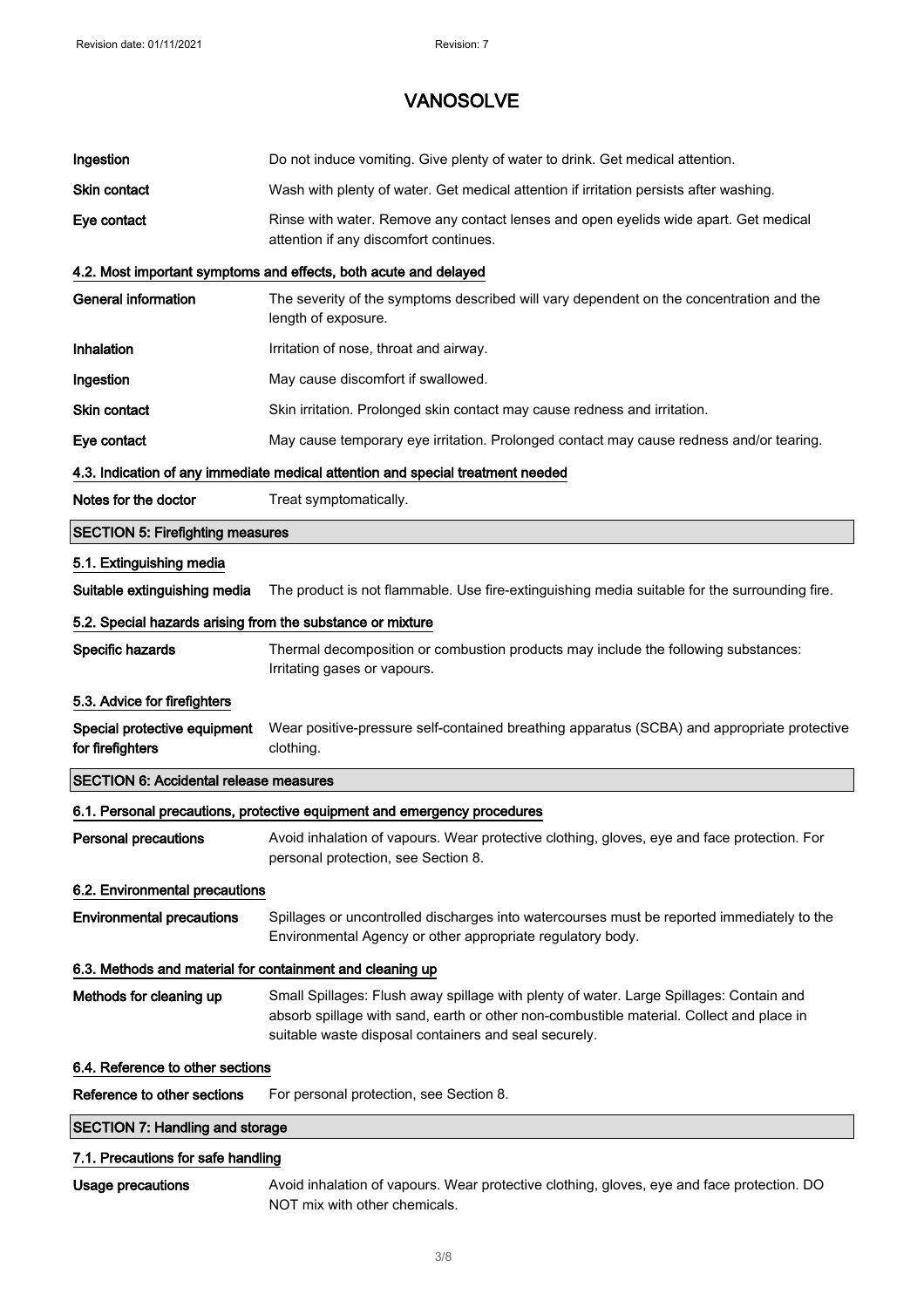| | |
|---|---|
| **Ingestion** | Do not induce vomiting. Give plenty of water to drink. Get medical attention. |
| **Skin contact** | Wash with plenty of water. Get medical attention if irritation persists after washing. |
| **Eye contact** | Rinse with water. Remove any contact lenses and open eyelids wide apart. Get medical attention if any discomfort continues. |

### 4.2. Most important symptoms and effects, both acute and delayed

| | |
|---|---|
| **General information** | The severity of the symptoms described will vary dependent on the concentration and the length of exposure. |
| **Inhalation** | Irritation of nose, throat and airway. |
| **Ingestion** | May cause discomfort if swallowed. |
| **Skin contact** | Skin irritation. Prolonged skin contact may cause redness and irritation. |
| **Eye contact** | May cause temporary eye irritation. Prolonged contact may cause redness and/or tearing. |

### 4.3. Indication of any immediate medical attention and special treatment needed

| | |
|---|---|
| **Notes for the doctor** | Treat symptomatically. |

## SECTION 5: Firefighting measures

### 5.1. Extinguishing media

| | |
|---|---|
| **Suitable extinguishing media** | The product is not flammable. Use fire-extinguishing media suitable for the surrounding fire. |

### 5.2. Special hazards arising from the substance or mixture

| | |
|---|---|
| **Specific hazards** | Thermal decomposition or combustion products may include the following substances: Irritating gases or vapours. |

### 5.3. Advice for firefighters

| | |
|---|---|
| **Special protective equipment for firefighters** | Wear positive-pressure self-contained breathing apparatus (SCBA) and appropriate protective clothing. |

## SECTION 6: Accidental release measures

### 6.1. Personal precautions, protective equipment and emergency procedures

| | |
|---|---|
| **Personal precautions** | Avoid inhalation of vapours. Wear protective clothing, gloves, eye and face protection. For personal protection, see Section 8. |

### 6.2. Environmental precautions

| | |
|---|---|
| **Environmental precautions** | Spillages or uncontrolled discharges into watercourses must be reported immediately to the Environmental Agency or other appropriate regulatory body. |

### 6.3. Methods and material for containment and cleaning up

| | |
|---|---|
| **Methods for cleaning up** | Small Spillages: Flush away spillage with plenty of water. Large Spillages: Contain and absorb spillage with sand, earth or other non-combustible material. Collect and place in suitable waste disposal containers and seal securely. |

### 6.4. Reference to other sections

| | |
|---|---|
| **Reference to other sections** | For personal protection, see Section 8. |

## SECTION 7: Handling and storage

### 7.1. Precautions for safe handling

| | |
|---|---|
| **Usage precautions** | Avoid inhalation of vapours. Wear protective clothing, gloves, eye and face protection. DO NOT mix with other chemicals. |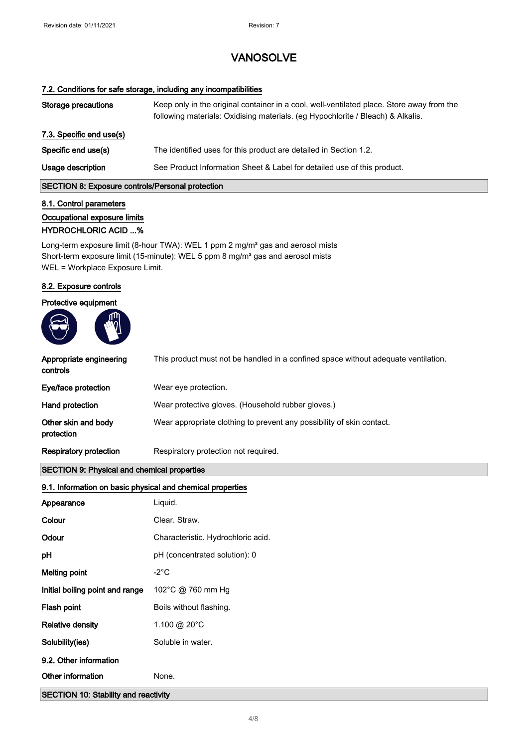# VANOSOLVE

### 7.2. Conditions for safe storage, including any incompatibilities

| | |
|---|---|
| **Storage precautions** | Keep only in the original container in a cool, well-ventilated place. Store away from the following materials: Oxidising materials. (eg Hypochlorite / Bleach) & Alkalis. |

### 7.3. Specific end use(s)

| | |
|---|---|
| **Specific end use(s)** | The identified uses for this product are detailed in Section 1.2. |
| **Usage description** | See Product Information Sheet & Label for detailed use of this product. |

## SECTION 8: Exposure controls/Personal protection

### 8.1. Control parameters

**Occupational exposure limits**

**HYDROCHLORIC ACID ...%**

Long-term exposure limit (8-hour TWA): WEL 1 ppm 2 mg/m³ gas and aerosol mists
Short-term exposure limit (15-minute): WEL 5 ppm 8 mg/m³ gas and aerosol mists
WEL = Workplace Exposure Limit.

### 8.2. Exposure controls

**Protective equipment**

| | |
|---|---|
| **Appropriate engineering controls** | This product must not be handled in a confined space without adequate ventilation. |
| **Eye/face protection** | Wear eye protection. |
| **Hand protection** | Wear protective gloves. (Household rubber gloves.) |
| **Other skin and body protection** | Wear appropriate clothing to prevent any possibility of skin contact. |
| **Respiratory protection** | Respiratory protection not required. |

## SECTION 9: Physical and chemical properties

### 9.1. Information on basic physical and chemical properties

| | |
|---|---|
| **Appearance** | Liquid. |
| **Colour** | Clear. Straw. |
| **Odour** | Characteristic. Hydrochloric acid. |
| **pH** | pH (concentrated solution): 0 |
| **Melting point** | -2°C |
| **Initial boiling point and range** | 102°C @ 760 mm Hg |
| **Flash point** | Boils without flashing. |
| **Relative density** | 1.100 @ 20°C |
| **Solubility(ies)** | Soluble in water. |

### 9.2. Other information

| | |
|---|---|
| **Other information** | None. |

## SECTION 10: Stability and reactivity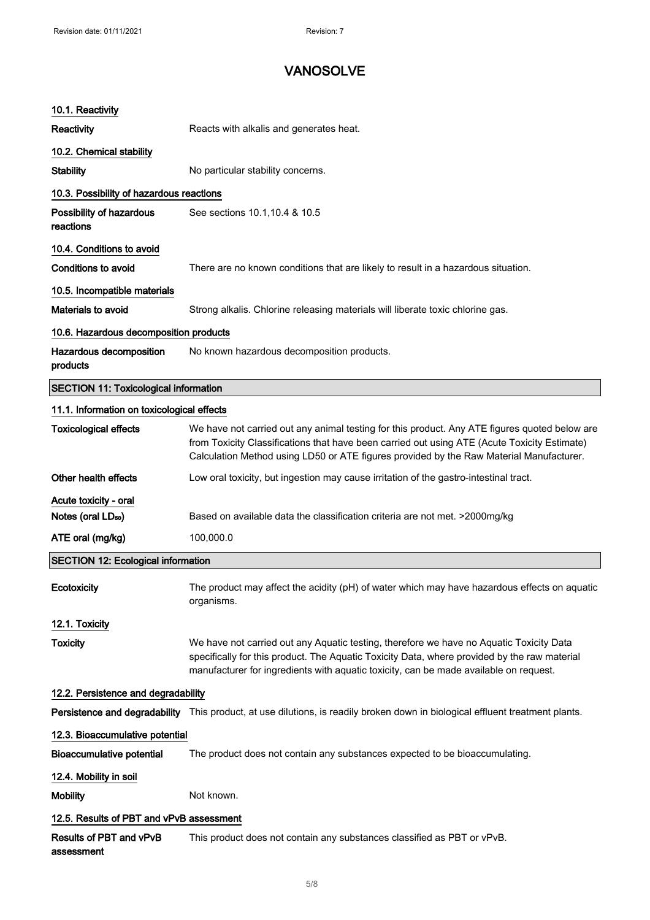# VANOSOLVE

### 10.1. Reactivity

| | |
|---|---|
| **Reactivity** | Reacts with alkalis and generates heat. |

### 10.2. Chemical stability

| | |
|---|---|
| **Stability** | No particular stability concerns. |

### 10.3. Possibility of hazardous reactions

| | |
|---|---|
| **Possibility of hazardous reactions** | See sections 10.1,10.4 & 10.5 |

### 10.4. Conditions to avoid

| | |
|---|---|
| **Conditions to avoid** | There are no known conditions that are likely to result in a hazardous situation. |

### 10.5. Incompatible materials

| | |
|---|---|
| **Materials to avoid** | Strong alkalis. Chlorine releasing materials will liberate toxic chlorine gas. |

### 10.6. Hazardous decomposition products

| | |
|---|---|
| **Hazardous decomposition products** | No known hazardous decomposition products. |

## SECTION 11: Toxicological information

### 11.1. Information on toxicological effects

| | |
|---|---|
| **Toxicological effects** | We have not carried out any animal testing for this product. Any ATE figures quoted below are from Toxicity Classifications that have been carried out using ATE (Acute Toxicity Estimate) Calculation Method using LD50 or ATE figures provided by the Raw Material Manufacturer. |
| **Other health effects** | Low oral toxicity, but ingestion may cause irritation of the gastro-intestinal tract. |

**Acute toxicity - oral**

| | |
|---|---|
| **Notes (oral $LD_{50}$)** | Based on available data the classification criteria are not met. >2000mg/kg |
| **ATE oral (mg/kg)** | 100,000.0 |

## SECTION 12: Ecological information

| | |
|---|---|
| **Ecotoxicity** | The product may affect the acidity (pH) of water which may have hazardous effects on aquatic organisms. |

### 12.1. Toxicity

| | |
|---|---|
| **Toxicity** | We have not carried out any Aquatic testing, therefore we have no Aquatic Toxicity Data specifically for this product. The Aquatic Toxicity Data, where provided by the raw material manufacturer for ingredients with aquatic toxicity, can be made available on request. |

### 12.2. Persistence and degradability

| | |
|---|---|
| **Persistence and degradability** | This product, at use dilutions, is readily broken down in biological effluent treatment plants. |

### 12.3. Bioaccumulative potential

| | |
|---|---|
| **Bioaccumulative potential** | The product does not contain any substances expected to be bioaccumulating. |

### 12.4. Mobility in soil

| | |
|---|---|
| **Mobility** | Not known. |

### 12.5. Results of PBT and vPvB assessment

| | |
|---|---|
| **Results of PBT and vPvB assessment** | This product does not contain any substances classified as PBT or vPvB. |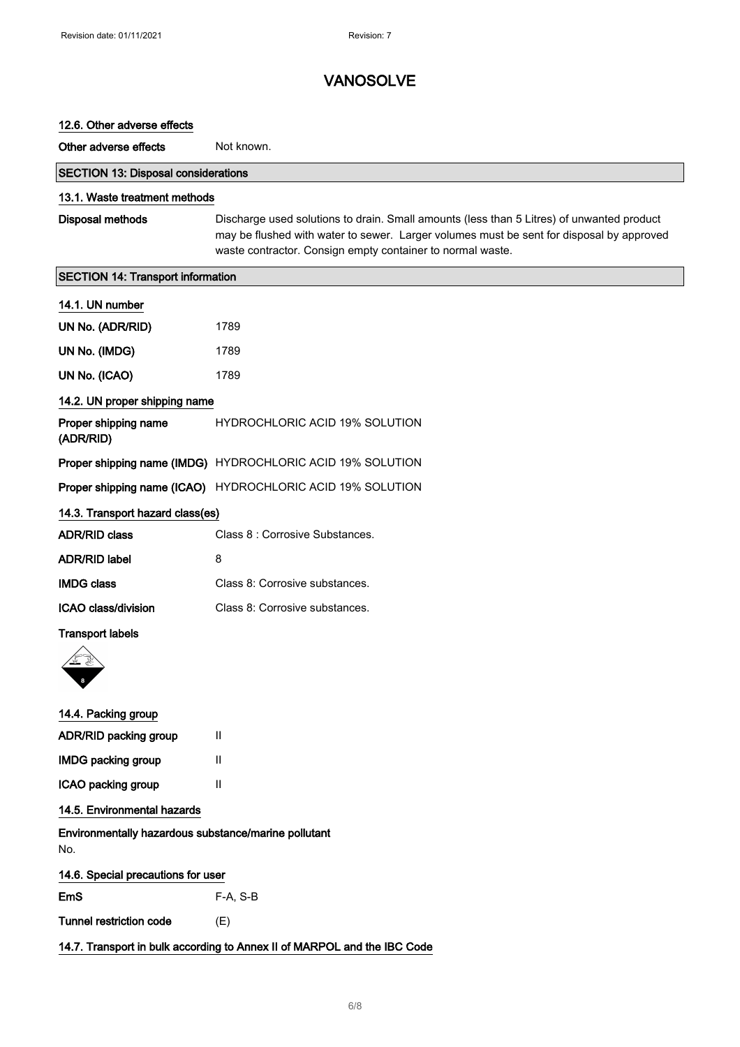# VANOSOLVE

### 12.6. Other adverse effects

**Other adverse effects** Not known.

## SECTION 13: Disposal considerations

### 13.1. Waste treatment methods

**Disposal methods** Discharge used solutions to drain. Small amounts (less than 5 Litres) of unwanted product may be flushed with water to sewer. Larger volumes must be sent for disposal by approved waste contractor. Consign empty container to normal waste.

## SECTION 14: Transport information

### 14.1. UN number

| | |
|---|---|
| **UN No. (ADR/RID)** | 1789 |
| **UN No. (IMDG)** | 1789 |
| **UN No. (ICAO)** | 1789 |

### 14.2. UN proper shipping name

| | |
|---|---|
| **Proper shipping name (ADR/RID)** | HYDROCHLORIC ACID 19% SOLUTION |
| **Proper shipping name (IMDG)** | HYDROCHLORIC ACID 19% SOLUTION |
| **Proper shipping name (ICAO)** | HYDROCHLORIC ACID 19% SOLUTION |

### 14.3. Transport hazard class(es)

| | |
|---|---|
| **ADR/RID class** | Class 8 : Corrosive Substances. |
| **ADR/RID label** | 8 |
| **IMDG class** | Class 8: Corrosive substances. |
| **ICAO class/division** | Class 8: Corrosive substances. |

**Transport labels**

### 14.4. Packing group

| | |
|---|---|
| **ADR/RID packing group** | II |
| **IMDG packing group** | II |
| **ICAO packing group** | II |

### 14.5. Environmental hazards

**Environmentally hazardous substance/marine pollutant**

No.

### 14.6. Special precautions for user

| | |
|---|---|
| **EmS** | F-A, S-B |
| **Tunnel restriction code** | (E) |

### 14.7. Transport in bulk according to Annex II of MARPOL and the IBC Code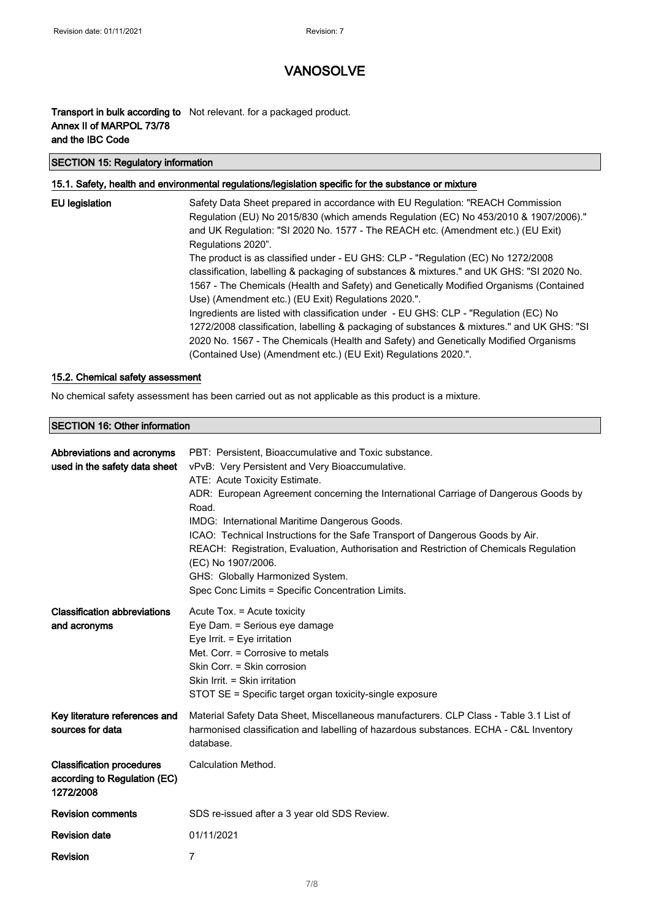**Transport in bulk according to Annex II of MARPOL 73/78 and the IBC Code** Not relevant. for a packaged product.

## SECTION 15: Regulatory information

### 15.1. Safety, health and environmental regulations/legislation specific for the substance or mixture

**EU legislation**

Safety Data Sheet prepared in accordance with EU Regulation: "REACH Commission Regulation (EU) No 2015/830 (which amends Regulation (EC) No 453/2010 & 1907/2006)." and UK Regulation: "SI 2020 No. 1577 - The REACH etc. (Amendment etc.) (EU Exit) Regulations 2020".

The product is as classified under - EU GHS: CLP - "Regulation (EC) No 1272/2008 classification, labelling & packaging of substances & mixtures." and UK GHS: "SI 2020 No. 1567 - The Chemicals (Health and Safety) and Genetically Modified Organisms (Contained Use) (Amendment etc.) (EU Exit) Regulations 2020.".

Ingredients are listed with classification under - EU GHS: CLP - "Regulation (EC) No 1272/2008 classification, labelling & packaging of substances & mixtures." and UK GHS: "SI 2020 No. 1567 - The Chemicals (Health and Safety) and Genetically Modified Organisms (Contained Use) (Amendment etc.) (EU Exit) Regulations 2020.".

### 15.2. Chemical safety assessment

No chemical safety assessment has been carried out as not applicable as this product is a mixture.

## SECTION 16: Other information

**Abbreviations and acronyms used in the safety data sheet**

PBT: Persistent, Bioaccumulative and Toxic substance.
vPvB: Very Persistent and Very Bioaccumulative.
ATE: Acute Toxicity Estimate.
ADR: European Agreement concerning the International Carriage of Dangerous Goods by Road.
IMDG: International Maritime Dangerous Goods.
ICAO: Technical Instructions for the Safe Transport of Dangerous Goods by Air.
REACH: Registration, Evaluation, Authorisation and Restriction of Chemicals Regulation (EC) No 1907/2006.
GHS: Globally Harmonized System.
Spec Conc Limits = Specific Concentration Limits.

**Classification abbreviations and acronyms**

Acute Tox. = Acute toxicity
Eye Dam. = Serious eye damage
Eye Irrit. = Eye irritation
Met. Corr. = Corrosive to metals
Skin Corr. = Skin corrosion
Skin Irrit. = Skin irritation
STOT SE = Specific target organ toxicity-single exposure

**Key literature references and sources for data**

Material Safety Data Sheet, Miscellaneous manufacturers. CLP Class - Table 3.1 List of harmonised classification and labelling of hazardous substances. ECHA - C&L Inventory database.

**Classification procedures according to Regulation (EC) 1272/2008**

Calculation Method.

**Revision comments** SDS re-issued after a 3 year old SDS Review.

**Revision date** 01/11/2021

**Revision** 7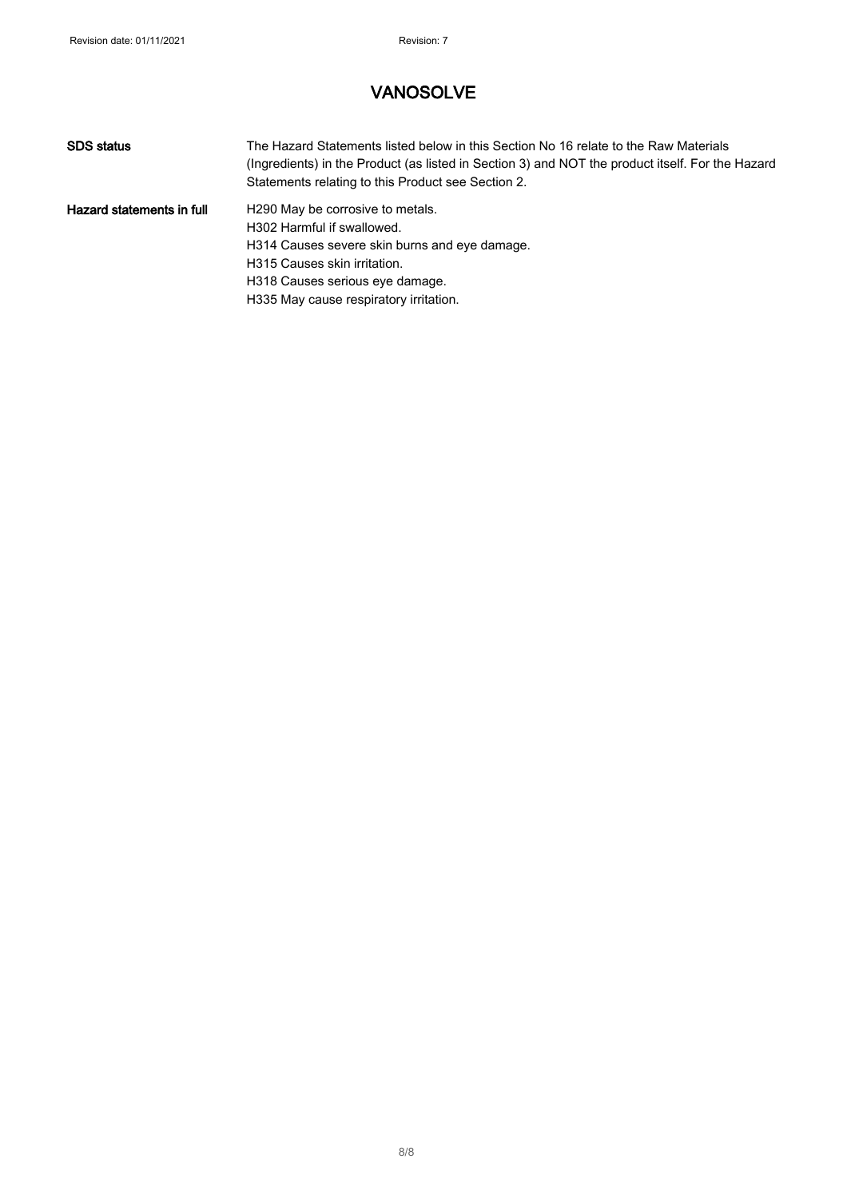**SDS status** The Hazard Statements listed below in this Section No 16 relate to the Raw Materials (Ingredients) in the Product (as listed in Section 3) and NOT the product itself. For the Hazard Statements relating to this Product see Section 2.

**Hazard statements in full**
H290 May be corrosive to metals.
H302 Harmful if swallowed.
H314 Causes severe skin burns and eye damage.
H315 Causes skin irritation.
H318 Causes serious eye damage.
H335 May cause respiratory irritation.